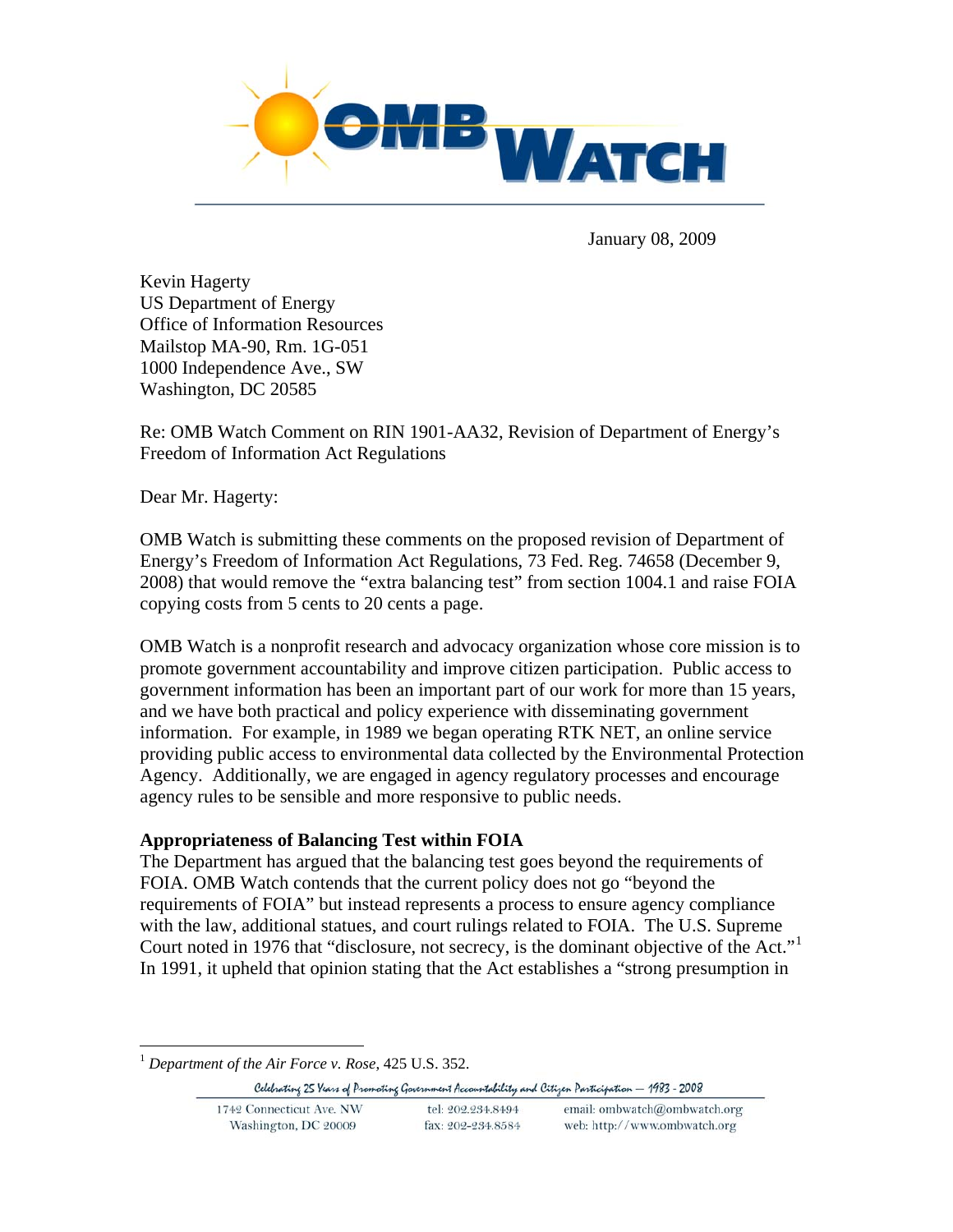January 08, 2009

Kevin Hagerty
US Department of Energy
Office of Information Resources
Mailstop MA-90, Rm. 1G-051
1000 Independence Ave., SW
Washington, DC 20585

Re: OMB Watch Comment on RIN 1901-AA32, Revision of Department of Energy's Freedom of Information Act Regulations

Dear Mr. Hagerty:

OMB Watch is submitting these comments on the proposed revision of Department of Energy's Freedom of Information Act Regulations, 73 Fed. Reg. 74658 (December 9, 2008) that would remove the "extra balancing test" from section 1004.1 and raise FOIA copying costs from 5 cents to 20 cents a page.

OMB Watch is a nonprofit research and advocacy organization whose core mission is to promote government accountability and improve citizen participation. Public access to government information has been an important part of our work for more than 15 years, and we have both practical and policy experience with disseminating government information. For example, in 1989 we began operating RTK NET, an online service providing public access to environmental data collected by the Environmental Protection Agency. Additionally, we are engaged in agency regulatory processes and encourage agency rules to be sensible and more responsive to public needs.

**Appropriateness of Balancing Test within FOIA**

The Department has argued that the balancing test goes beyond the requirements of FOIA. OMB Watch contends that the current policy does not go "beyond the requirements of FOIA" but instead represents a process to ensure agency compliance with the law, additional statues, and court rulings related to FOIA. The U.S. Supreme Court noted in 1976 that "disclosure, not secrecy, is the dominant objective of the Act."[1] In 1991, it upheld that opinion stating that the Act establishes a "strong presumption in

[1] *Department of the Air Force v. Rose*, 425 U.S. 352.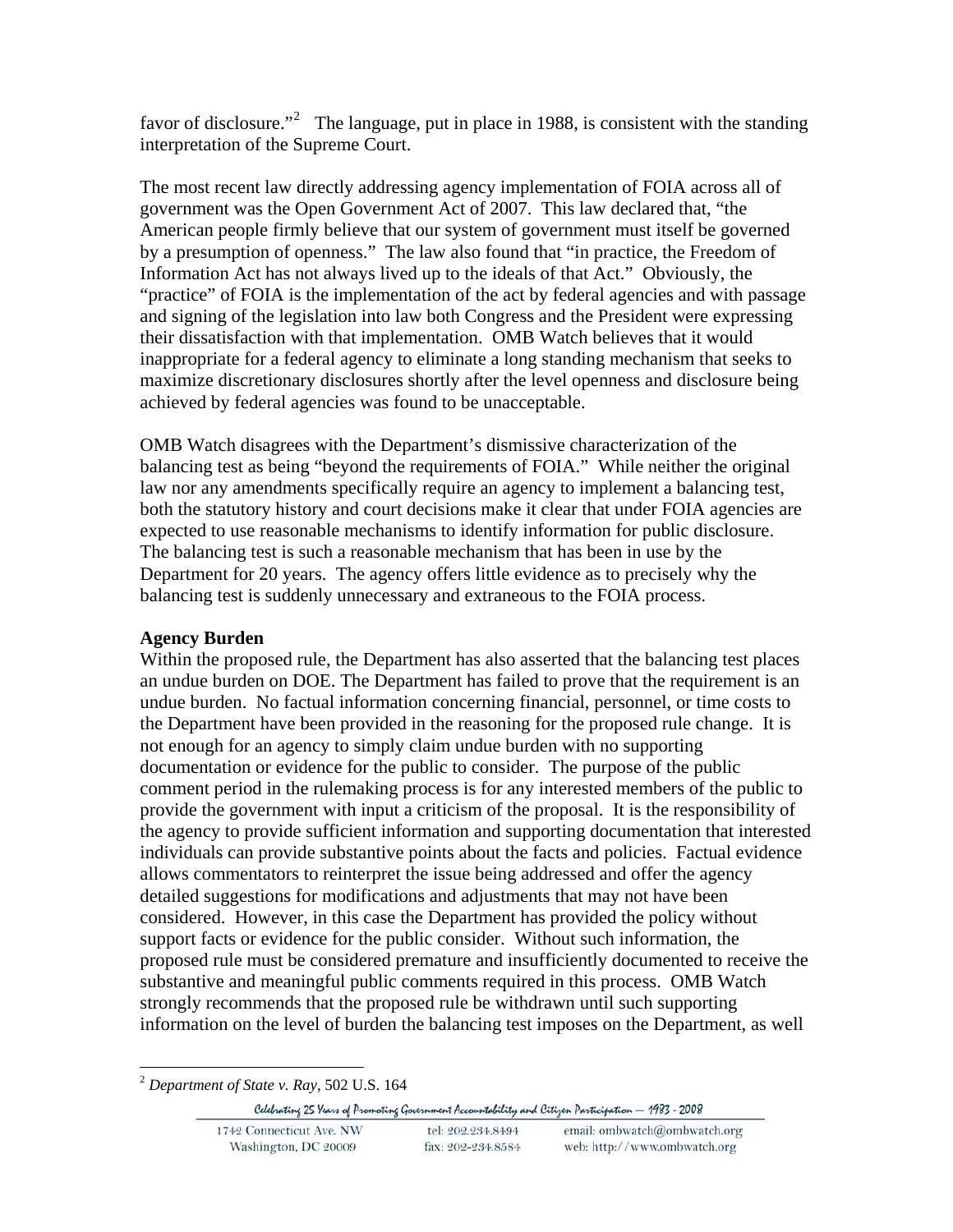favor of disclosure."[2] The language, put in place in 1988, is consistent with the standing interpretation of the Supreme Court.

The most recent law directly addressing agency implementation of FOIA across all of government was the Open Government Act of 2007. This law declared that, "the American people firmly believe that our system of government must itself be governed by a presumption of openness." The law also found that "in practice, the Freedom of Information Act has not always lived up to the ideals of that Act." Obviously, the "practice" of FOIA is the implementation of the act by federal agencies and with passage and signing of the legislation into law both Congress and the President were expressing their dissatisfaction with that implementation. OMB Watch believes that it would inappropriate for a federal agency to eliminate a long standing mechanism that seeks to maximize discretionary disclosures shortly after the level openness and disclosure being achieved by federal agencies was found to be unacceptable.

OMB Watch disagrees with the Department's dismissive characterization of the balancing test as being "beyond the requirements of FOIA." While neither the original law nor any amendments specifically require an agency to implement a balancing test, both the statutory history and court decisions make it clear that under FOIA agencies are expected to use reasonable mechanisms to identify information for public disclosure. The balancing test is such a reasonable mechanism that has been in use by the Department for 20 years. The agency offers little evidence as to precisely why the balancing test is suddenly unnecessary and extraneous to the FOIA process.

**Agency Burden**

Within the proposed rule, the Department has also asserted that the balancing test places an undue burden on DOE. The Department has failed to prove that the requirement is an undue burden. No factual information concerning financial, personnel, or time costs to the Department have been provided in the reasoning for the proposed rule change. It is not enough for an agency to simply claim undue burden with no supporting documentation or evidence for the public to consider. The purpose of the public comment period in the rulemaking process is for any interested members of the public to provide the government with input a criticism of the proposal. It is the responsibility of the agency to provide sufficient information and supporting documentation that interested individuals can provide substantive points about the facts and policies. Factual evidence allows commentators to reinterpret the issue being addressed and offer the agency detailed suggestions for modifications and adjustments that may not have been considered. However, in this case the Department has provided the policy without support facts or evidence for the public consider. Without such information, the proposed rule must be considered premature and insufficiently documented to receive the substantive and meaningful public comments required in this process. OMB Watch strongly recommends that the proposed rule be withdrawn until such supporting information on the level of burden the balancing test imposes on the Department, as well

[2] *Department of State v. Ray*, 502 U.S. 164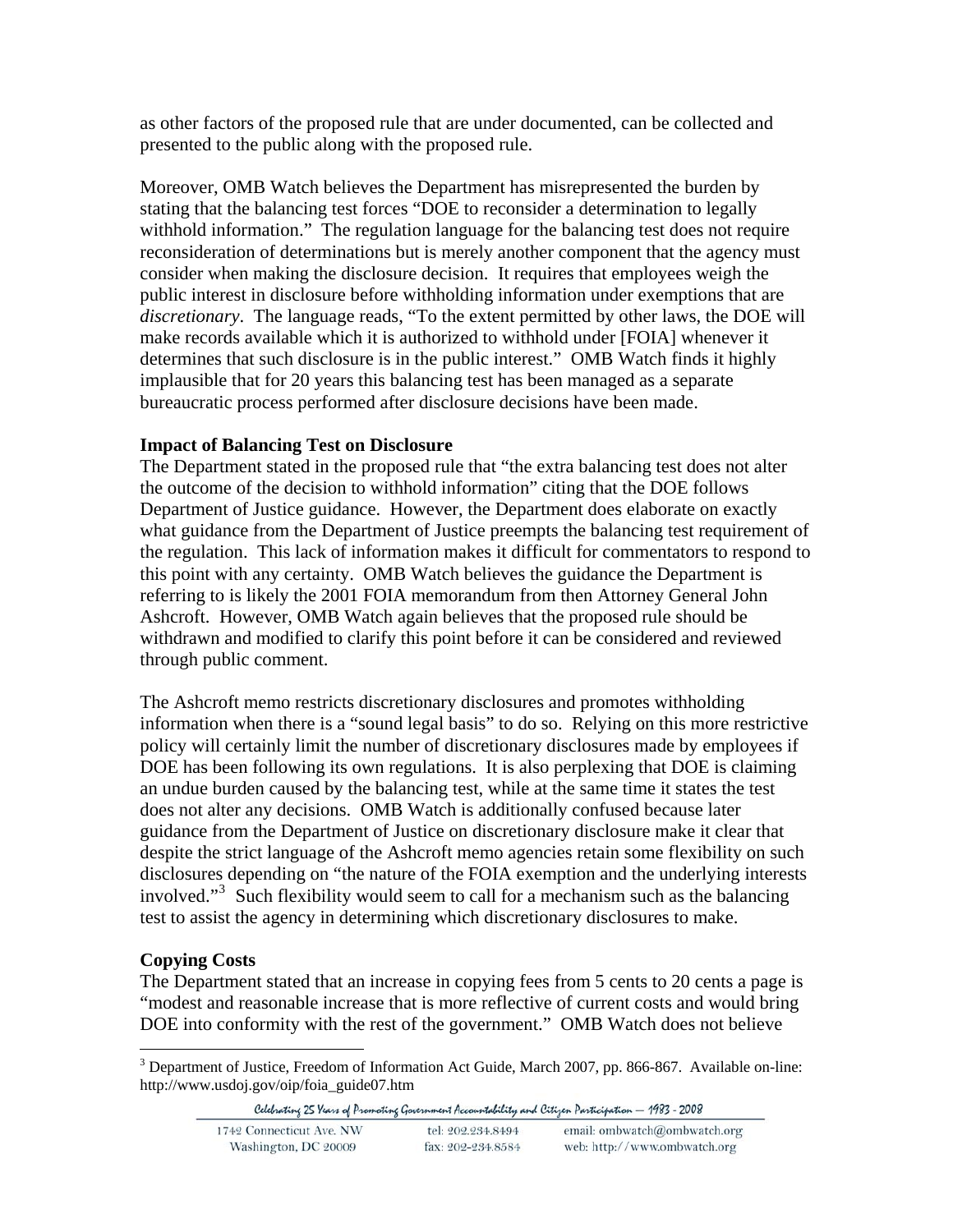as other factors of the proposed rule that are under documented, can be collected and presented to the public along with the proposed rule.

Moreover, OMB Watch believes the Department has misrepresented the burden by stating that the balancing test forces "DOE to reconsider a determination to legally withhold information." The regulation language for the balancing test does not require reconsideration of determinations but is merely another component that the agency must consider when making the disclosure decision. It requires that employees weigh the public interest in disclosure before withholding information under exemptions that are *discretionary*. The language reads, "To the extent permitted by other laws, the DOE will make records available which it is authorized to withhold under [FOIA] whenever it determines that such disclosure is in the public interest." OMB Watch finds it highly implausible that for 20 years this balancing test has been managed as a separate bureaucratic process performed after disclosure decisions have been made.

**Impact of Balancing Test on Disclosure**

The Department stated in the proposed rule that "the extra balancing test does not alter the outcome of the decision to withhold information" citing that the DOE follows Department of Justice guidance. However, the Department does elaborate on exactly what guidance from the Department of Justice preempts the balancing test requirement of the regulation. This lack of information makes it difficult for commentators to respond to this point with any certainty. OMB Watch believes the guidance the Department is referring to is likely the 2001 FOIA memorandum from then Attorney General John Ashcroft. However, OMB Watch again believes that the proposed rule should be withdrawn and modified to clarify this point before it can be considered and reviewed through public comment.

The Ashcroft memo restricts discretionary disclosures and promotes withholding information when there is a "sound legal basis" to do so. Relying on this more restrictive policy will certainly limit the number of discretionary disclosures made by employees if DOE has been following its own regulations. It is also perplexing that DOE is claiming an undue burden caused by the balancing test, while at the same time it states the test does not alter any decisions. OMB Watch is additionally confused because later guidance from the Department of Justice on discretionary disclosure make it clear that despite the strict language of the Ashcroft memo agencies retain some flexibility on such disclosures depending on "the nature of the FOIA exemption and the underlying interests involved."[3] Such flexibility would seem to call for a mechanism such as the balancing test to assist the agency in determining which discretionary disclosures to make.

**Copying Costs**

The Department stated that an increase in copying fees from 5 cents to 20 cents a page is "modest and reasonable increase that is more reflective of current costs and would bring DOE into conformity with the rest of the government." OMB Watch does not believe

[3] Department of Justice, Freedom of Information Act Guide, March 2007, pp. 866-867. Available on-line: http://www.usdoj.gov/oip/foia_guide07.htm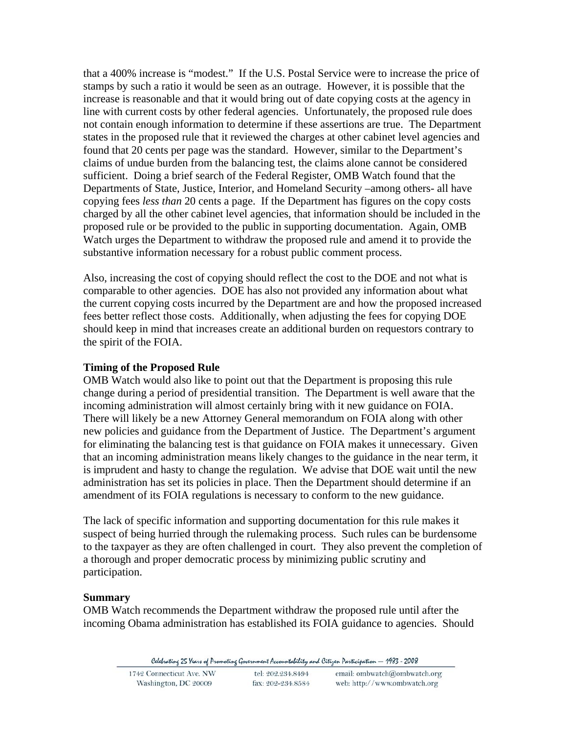that a 400% increase is "modest." If the U.S. Postal Service were to increase the price of stamps by such a ratio it would be seen as an outrage. However, it is possible that the increase is reasonable and that it would bring out of date copying costs at the agency in line with current costs by other federal agencies. Unfortunately, the proposed rule does not contain enough information to determine if these assertions are true. The Department states in the proposed rule that it reviewed the charges at other cabinet level agencies and found that 20 cents per page was the standard. However, similar to the Department's claims of undue burden from the balancing test, the claims alone cannot be considered sufficient. Doing a brief search of the Federal Register, OMB Watch found that the Departments of State, Justice, Interior, and Homeland Security –among others- all have copying fees *less than* 20 cents a page. If the Department has figures on the copy costs charged by all the other cabinet level agencies, that information should be included in the proposed rule or be provided to the public in supporting documentation. Again, OMB Watch urges the Department to withdraw the proposed rule and amend it to provide the substantive information necessary for a robust public comment process.

Also, increasing the cost of copying should reflect the cost to the DOE and not what is comparable to other agencies. DOE has also not provided any information about what the current copying costs incurred by the Department are and how the proposed increased fees better reflect those costs. Additionally, when adjusting the fees for copying DOE should keep in mind that increases create an additional burden on requestors contrary to the spirit of the FOIA.

**Timing of the Proposed Rule**

OMB Watch would also like to point out that the Department is proposing this rule change during a period of presidential transition. The Department is well aware that the incoming administration will almost certainly bring with it new guidance on FOIA. There will likely be a new Attorney General memorandum on FOIA along with other new policies and guidance from the Department of Justice. The Department's argument for eliminating the balancing test is that guidance on FOIA makes it unnecessary. Given that an incoming administration means likely changes to the guidance in the near term, it is imprudent and hasty to change the regulation. We advise that DOE wait until the new administration has set its policies in place. Then the Department should determine if an amendment of its FOIA regulations is necessary to conform to the new guidance.

The lack of specific information and supporting documentation for this rule makes it suspect of being hurried through the rulemaking process. Such rules can be burdensome to the taxpayer as they are often challenged in court. They also prevent the completion of a thorough and proper democratic process by minimizing public scrutiny and participation.

**Summary**

OMB Watch recommends the Department withdraw the proposed rule until after the incoming Obama administration has established its FOIA guidance to agencies. Should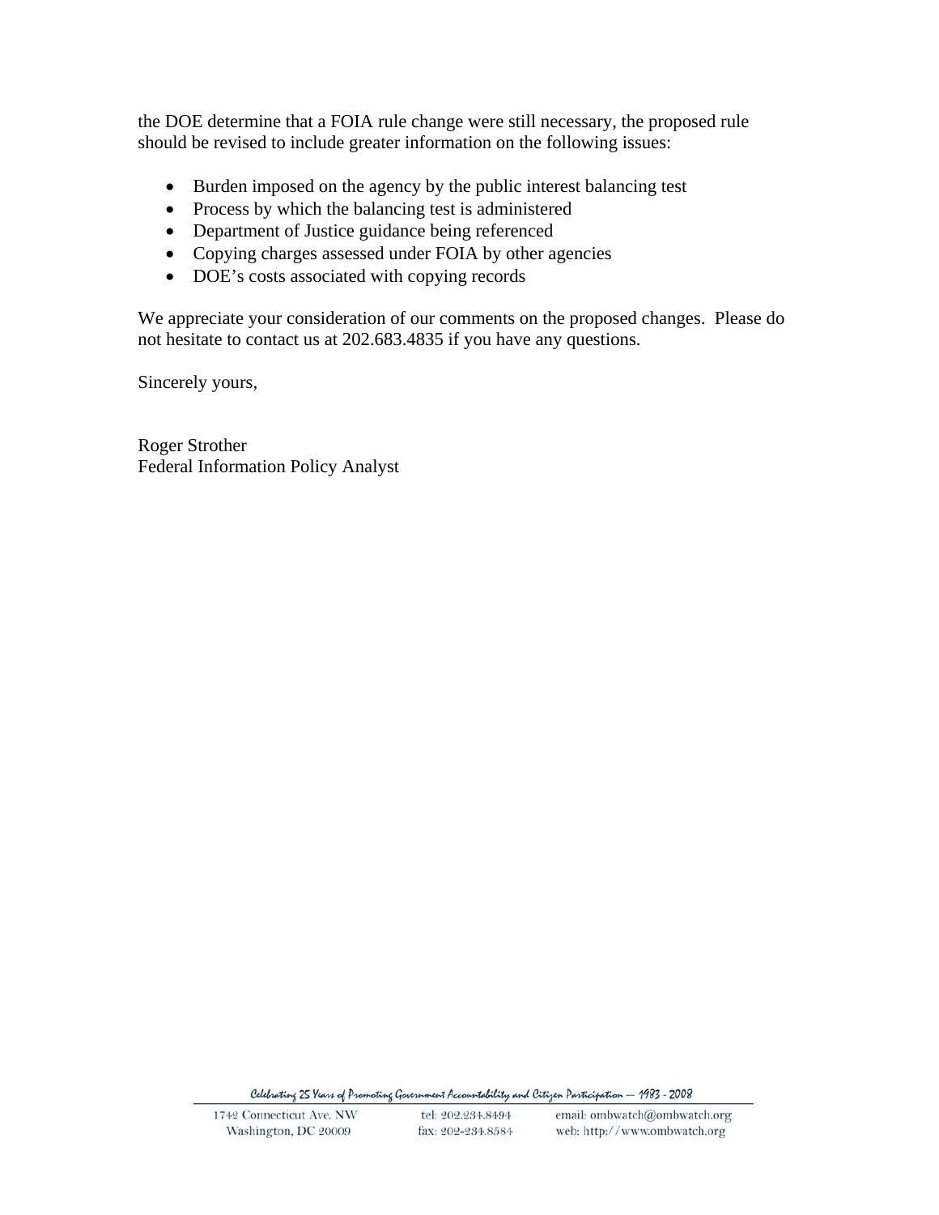the DOE determine that a FOIA rule change were still necessary, the proposed rule should be revised to include greater information on the following issues:

- Burden imposed on the agency by the public interest balancing test
- Process by which the balancing test is administered
- Department of Justice guidance being referenced
- Copying charges assessed under FOIA by other agencies
- DOE's costs associated with copying records

We appreciate your consideration of our comments on the proposed changes. Please do not hesitate to contact us at 202.683.4835 if you have any questions.

Sincerely yours,

Roger Strother
Federal Information Policy Analyst